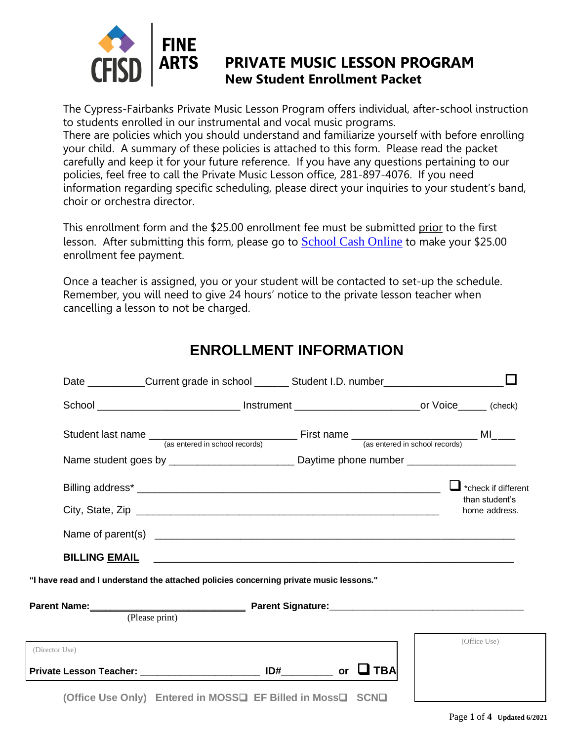CFISD FINE ARTS

# PRIVATE MUSIC LESSON PROGRAM
## New Student Enrollment Packet

The Cypress-Fairbanks Private Music Lesson Program offers individual, after-school instruction to students enrolled in our instrumental and vocal music programs.
There are policies which you should understand and familiarize yourself with before enrolling your child. A summary of these policies is attached to this form. Please read the packet carefully and keep it for your future reference. If you have any questions pertaining to our policies, feel free to call the Private Music Lesson office, 281-897-4076. If you need information regarding specific scheduling, please direct your inquiries to your student's band, choir or orchestra director.

This enrollment form and the $25.00 enrollment fee must be submitted prior to the first lesson. After submitting this form, please go to School Cash Online to make your $25.00 enrollment fee payment.

Once a teacher is assigned, you or your student will be contacted to set-up the schedule. Remember, you will need to give 24 hours' notice to the private lesson teacher when cancelling a lesson to not be charged.

## ENROLLMENT INFORMATION

Date __________ Current grade in school ______ Student I.D. number____________________ ☐

School ________________________ Instrument ____________________ or Voice_____ (check)

Student last name ______________________ First name ______________________ MI____
(as entered in school records) (as entered in school records)

Name student goes by ____________________ Daytime phone number __________________

Billing address* ______________________________________________ ☐ *check if different than student's home address.

City, State, Zip ______________________________________________

Name of parent(s) ______________________________________________

**BILLING EMAIL** ______________________________________________

**"I have read and I understand the attached policies concerning private music lessons."**

**Parent Name:**____________________________ **Parent Signature:**________________________________
(Please print)

(Director Use)

**Private Lesson Teacher:** ____________________ **ID#**_________ **or** ☐ **TBA**

(Office Use)

**(Office Use Only) Entered in MOSS☐ EF Billed in Moss☐ SCN☐**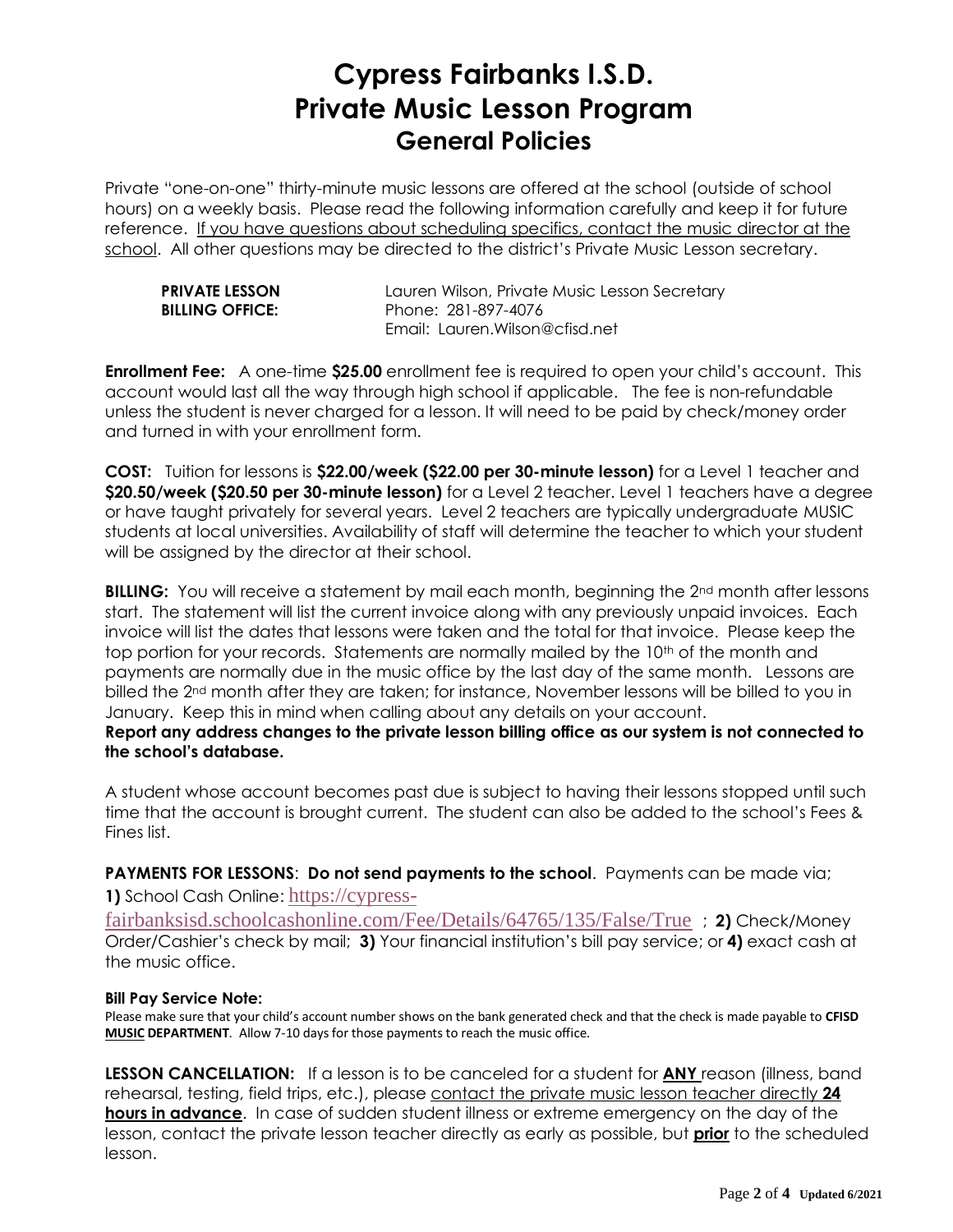# Cypress Fairbanks I.S.D.
# Private Music Lesson Program
## General Policies

Private "one-on-one" thirty-minute music lessons are offered at the school (outside of school hours) on a weekly basis. Please read the following information carefully and keep it for future reference. If you have questions about scheduling specifics, contact the music director at the school. All other questions may be directed to the district's Private Music Lesson secretary.

| **PRIVATE LESSON BILLING OFFICE:** | Lauren Wilson, Private Music Lesson Secretary<br>Phone: 281-897-4076<br>Email: Lauren.Wilson@cfisd.net |
|---|---|

**Enrollment Fee:** A one-time **$25.00** enrollment fee is required to open your child's account. This account would last all the way through high school if applicable. The fee is non-refundable unless the student is never charged for a lesson. It will need to be paid by check/money order and turned in with your enrollment form.

**COST:** Tuition for lessons is **$22.00/week ($22.00 per 30-minute lesson)** for a Level 1 teacher and **$20.50/week ($20.50 per 30-minute lesson)** for a Level 2 teacher. Level 1 teachers have a degree or have taught privately for several years. Level 2 teachers are typically undergraduate MUSIC students at local universities. Availability of staff will determine the teacher to which your student will be assigned by the director at their school.

**BILLING:** You will receive a statement by mail each month, beginning the 2nd month after lessons start. The statement will list the current invoice along with any previously unpaid invoices. Each invoice will list the dates that lessons were taken and the total for that invoice. Please keep the top portion for your records. Statements are normally mailed by the 10th of the month and payments are normally due in the music office by the last day of the same month. Lessons are billed the 2nd month after they are taken; for instance, November lessons will be billed to you in January. Keep this in mind when calling about any details on your account.
**Report any address changes to the private lesson billing office as our system is not connected to the school's database.**

A student whose account becomes past due is subject to having their lessons stopped until such time that the account is brought current. The student can also be added to the school's Fees & Fines list.

**PAYMENTS FOR LESSONS**: **Do not send payments to the school**. Payments can be made via; **1)** School Cash Online: https://cypress-fairbanksisd.schoolcashonline.com/Fee/Details/64765/135/False/True ; **2)** Check/Money Order/Cashier's check by mail; **3)** Your financial institution's bill pay service; or **4)** exact cash at the music office.

**Bill Pay Service Note:**
Please make sure that your child's account number shows on the bank generated check and that the check is made payable to **CFISD MUSIC DEPARTMENT**. Allow 7-10 days for those payments to reach the music office.

**LESSON CANCELLATION:** If a lesson is to be canceled for a student for **ANY** reason (illness, band rehearsal, testing, field trips, etc.), please contact the private music lesson teacher directly **24 hours in advance**. In case of sudden student illness or extreme emergency on the day of the lesson, contact the private lesson teacher directly as early as possible, but **prior** to the scheduled lesson.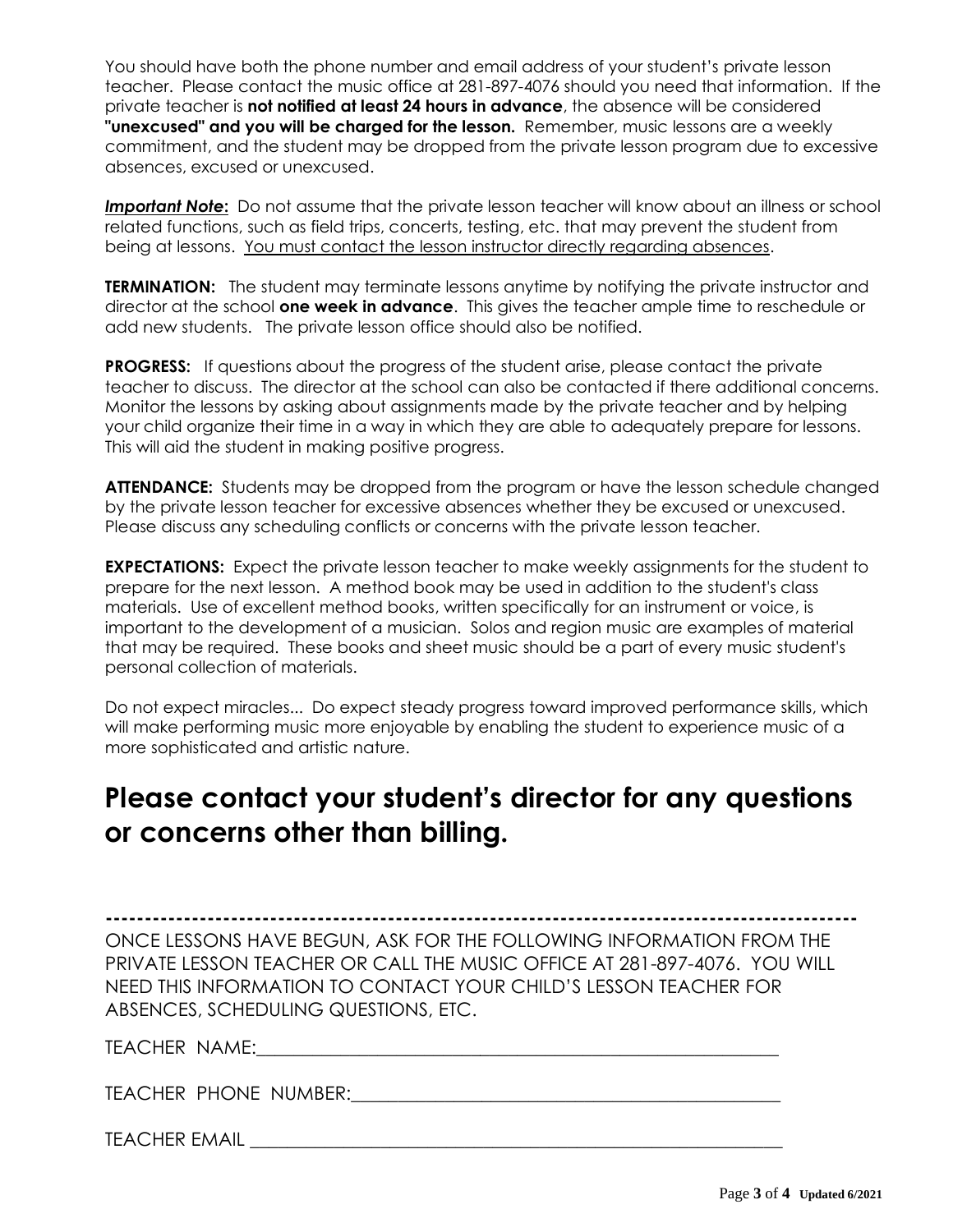You should have both the phone number and email address of your student's private lesson teacher. Please contact the music office at 281-897-4076 should you need that information. If the private teacher is **not notified at least 24 hours in advance**, the absence will be considered **"unexcused" and you will be charged for the lesson.** Remember, music lessons are a weekly commitment, and the student may be dropped from the private lesson program due to excessive absences, excused or unexcused.

***Important Note*:** Do not assume that the private lesson teacher will know about an illness or school related functions, such as field trips, concerts, testing, etc. that may prevent the student from being at lessons. You must contact the lesson instructor directly regarding absences.

**TERMINATION:** The student may terminate lessons anytime by notifying the private instructor and director at the school **one week in advance**. This gives the teacher ample time to reschedule or add new students. The private lesson office should also be notified.

**PROGRESS:** If questions about the progress of the student arise, please contact the private teacher to discuss. The director at the school can also be contacted if there additional concerns. Monitor the lessons by asking about assignments made by the private teacher and by helping your child organize their time in a way in which they are able to adequately prepare for lessons. This will aid the student in making positive progress.

**ATTENDANCE:** Students may be dropped from the program or have the lesson schedule changed by the private lesson teacher for excessive absences whether they be excused or unexcused. Please discuss any scheduling conflicts or concerns with the private lesson teacher.

**EXPECTATIONS:** Expect the private lesson teacher to make weekly assignments for the student to prepare for the next lesson. A method book may be used in addition to the student's class materials. Use of excellent method books, written specifically for an instrument or voice, is important to the development of a musician. Solos and region music are examples of material that may be required. These books and sheet music should be a part of every music student's personal collection of materials.

Do not expect miracles... Do expect steady progress toward improved performance skills, which will make performing music more enjoyable by enabling the student to experience music of a more sophisticated and artistic nature.

# Please contact your student's director for any questions or concerns other than billing.

-----------------------------------------------------------------------------------------------

ONCE LESSONS HAVE BEGUN, ASK FOR THE FOLLOWING INFORMATION FROM THE PRIVATE LESSON TEACHER OR CALL THE MUSIC OFFICE AT 281-897-4076. YOU WILL NEED THIS INFORMATION TO CONTACT YOUR CHILD'S LESSON TEACHER FOR ABSENCES, SCHEDULING QUESTIONS, ETC.

TEACHER NAME:\_\_\_\_\_\_\_\_\_\_\_\_\_\_\_\_\_\_\_\_\_\_\_\_\_\_\_\_\_\_\_\_\_\_\_\_\_\_\_\_\_\_\_\_\_\_\_\_\_\_\_\_\_\_\_\_

TEACHER PHONE NUMBER:\_\_\_\_\_\_\_\_\_\_\_\_\_\_\_\_\_\_\_\_\_\_\_\_\_\_\_\_\_\_\_\_\_\_\_\_\_\_\_\_\_\_\_\_\_\_

TEACHER EMAIL \_\_\_\_\_\_\_\_\_\_\_\_\_\_\_\_\_\_\_\_\_\_\_\_\_\_\_\_\_\_\_\_\_\_\_\_\_\_\_\_\_\_\_\_\_\_\_\_\_\_\_\_\_\_\_\_\_

Updated 6/2021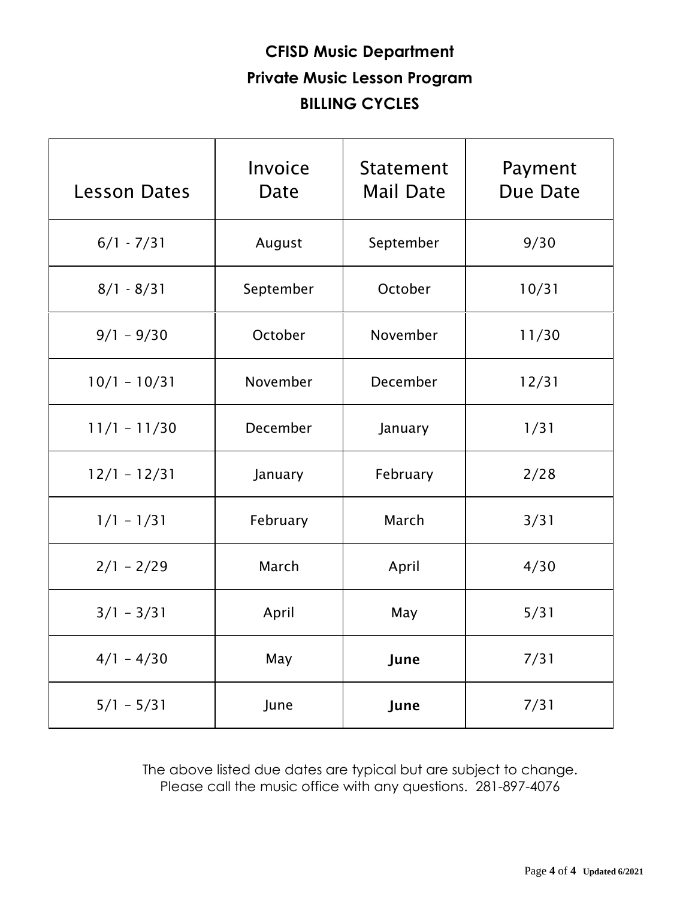# CFISD Music Department

## Private Music Lesson Program

## BILLING CYCLES

| Lesson Dates | Invoice Date | Statement Mail Date | Payment Due Date |
|---|---|---|---|
| 6/1 - 7/31 | August | September | 9/30 |
| 8/1 - 8/31 | September | October | 10/31 |
| 9/1 – 9/30 | October | November | 11/30 |
| 10/1 – 10/31 | November | December | 12/31 |
| 11/1 – 11/30 | December | January | 1/31 |
| 12/1 – 12/31 | January | February | 2/28 |
| 1/1 – 1/31 | February | March | 3/31 |
| 2/1 – 2/29 | March | April | 4/30 |
| 3/1 – 3/31 | April | May | 5/31 |
| 4/1 – 4/30 | May | **June** | 7/31 |
| 5/1 – 5/31 | June | **June** | 7/31 |

The above listed due dates are typical but are subject to change.
Please call the music office with any questions. 281-897-4076

Updated 6/2021